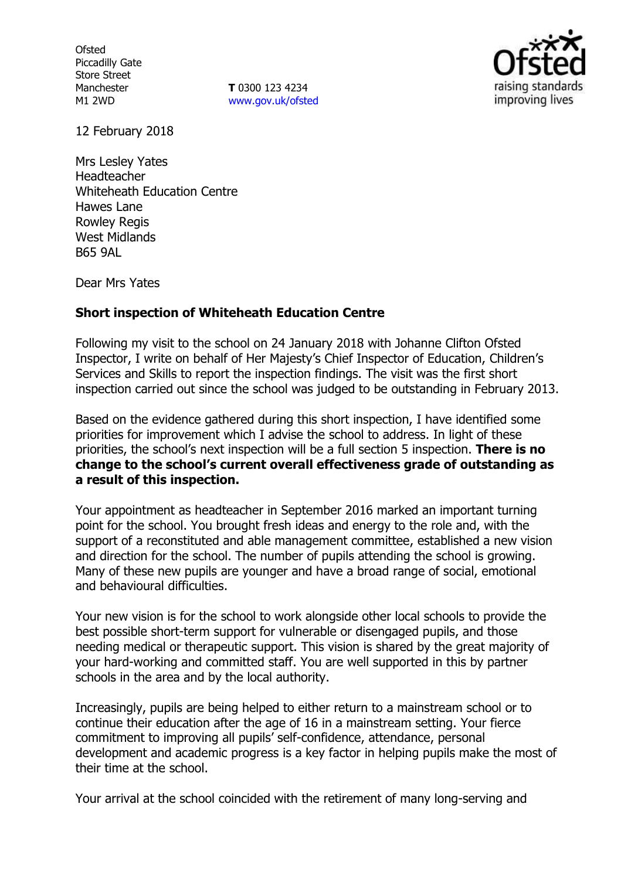Ofsted
Piccadilly Gate
Store Street
Manchester
M1 2WD

**T** 0300 123 4234
www.gov.uk/ofsted

12 February 2018

Mrs Lesley Yates
Headteacher
Whiteheath Education Centre
Hawes Lane
Rowley Regis
West Midlands
B65 9AL

Dear Mrs Yates

**Short inspection of Whiteheath Education Centre**

Following my visit to the school on 24 January 2018 with Johanne Clifton Ofsted Inspector, I write on behalf of Her Majesty's Chief Inspector of Education, Children's Services and Skills to report the inspection findings. The visit was the first short inspection carried out since the school was judged to be outstanding in February 2013.

Based on the evidence gathered during this short inspection, I have identified some priorities for improvement which I advise the school to address. In light of these priorities, the school's next inspection will be a full section 5 inspection. **There is no change to the school's current overall effectiveness grade of outstanding as a result of this inspection.**

Your appointment as headteacher in September 2016 marked an important turning point for the school. You brought fresh ideas and energy to the role and, with the support of a reconstituted and able management committee, established a new vision and direction for the school. The number of pupils attending the school is growing. Many of these new pupils are younger and have a broad range of social, emotional and behavioural difficulties.

Your new vision is for the school to work alongside other local schools to provide the best possible short-term support for vulnerable or disengaged pupils, and those needing medical or therapeutic support. This vision is shared by the great majority of your hard-working and committed staff. You are well supported in this by partner schools in the area and by the local authority.

Increasingly, pupils are being helped to either return to a mainstream school or to continue their education after the age of 16 in a mainstream setting. Your fierce commitment to improving all pupils' self-confidence, attendance, personal development and academic progress is a key factor in helping pupils make the most of their time at the school.

Your arrival at the school coincided with the retirement of many long-serving and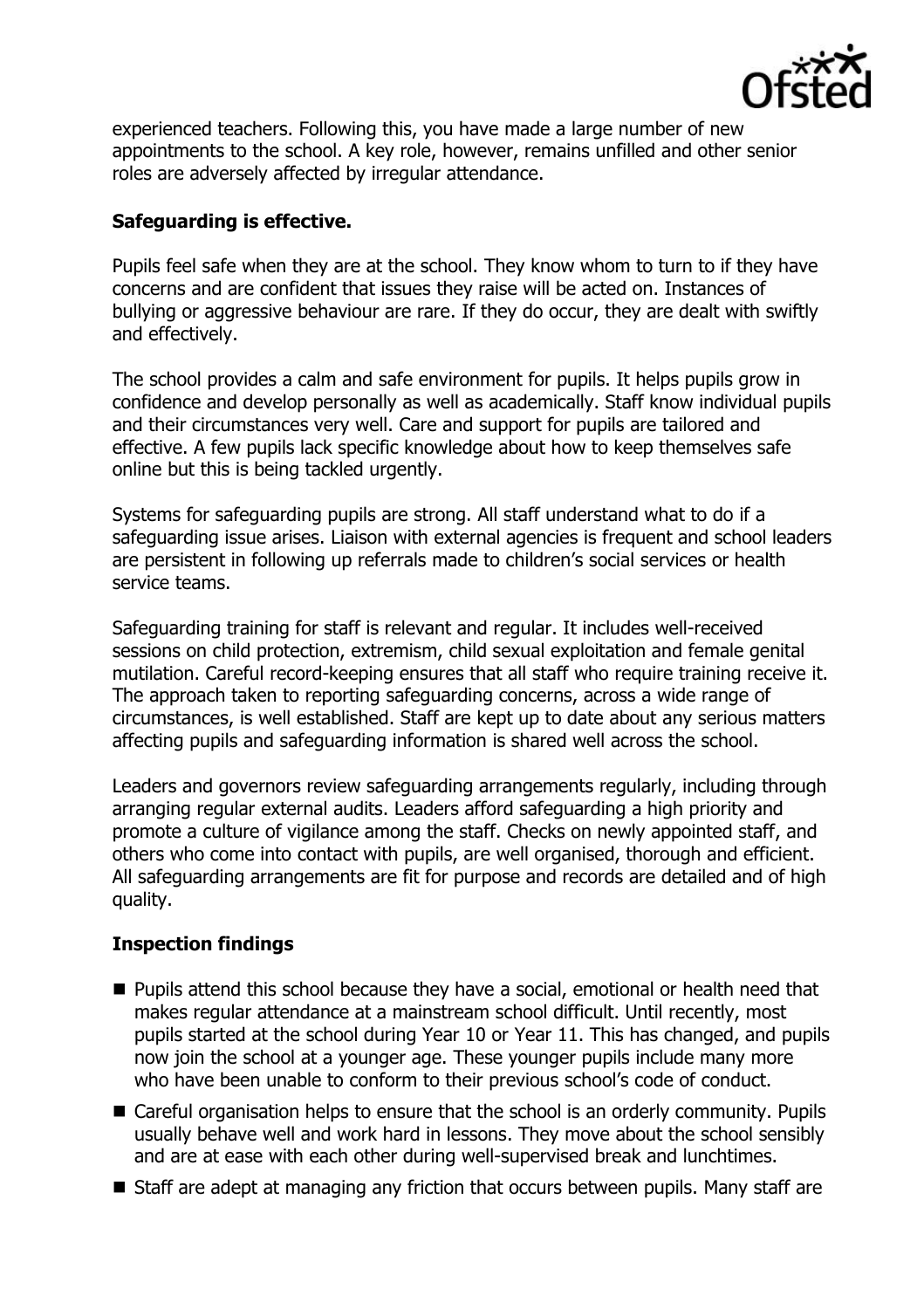experienced teachers. Following this, you have made a large number of new appointments to the school. A key role, however, remains unfilled and other senior roles are adversely affected by irregular attendance.

**Safeguarding is effective.**

Pupils feel safe when they are at the school. They know whom to turn to if they have concerns and are confident that issues they raise will be acted on. Instances of bullying or aggressive behaviour are rare. If they do occur, they are dealt with swiftly and effectively.

The school provides a calm and safe environment for pupils. It helps pupils grow in confidence and develop personally as well as academically. Staff know individual pupils and their circumstances very well. Care and support for pupils are tailored and effective. A few pupils lack specific knowledge about how to keep themselves safe online but this is being tackled urgently.

Systems for safeguarding pupils are strong. All staff understand what to do if a safeguarding issue arises. Liaison with external agencies is frequent and school leaders are persistent in following up referrals made to children's social services or health service teams.

Safeguarding training for staff is relevant and regular. It includes well-received sessions on child protection, extremism, child sexual exploitation and female genital mutilation. Careful record-keeping ensures that all staff who require training receive it. The approach taken to reporting safeguarding concerns, across a wide range of circumstances, is well established. Staff are kept up to date about any serious matters affecting pupils and safeguarding information is shared well across the school.

Leaders and governors review safeguarding arrangements regularly, including through arranging regular external audits. Leaders afford safeguarding a high priority and promote a culture of vigilance among the staff. Checks on newly appointed staff, and others who come into contact with pupils, are well organised, thorough and efficient. All safeguarding arrangements are fit for purpose and records are detailed and of high quality.

**Inspection findings**

- Pupils attend this school because they have a social, emotional or health need that makes regular attendance at a mainstream school difficult. Until recently, most pupils started at the school during Year 10 or Year 11. This has changed, and pupils now join the school at a younger age. These younger pupils include many more who have been unable to conform to their previous school's code of conduct.
- Careful organisation helps to ensure that the school is an orderly community. Pupils usually behave well and work hard in lessons. They move about the school sensibly and are at ease with each other during well-supervised break and lunchtimes.
- Staff are adept at managing any friction that occurs between pupils. Many staff are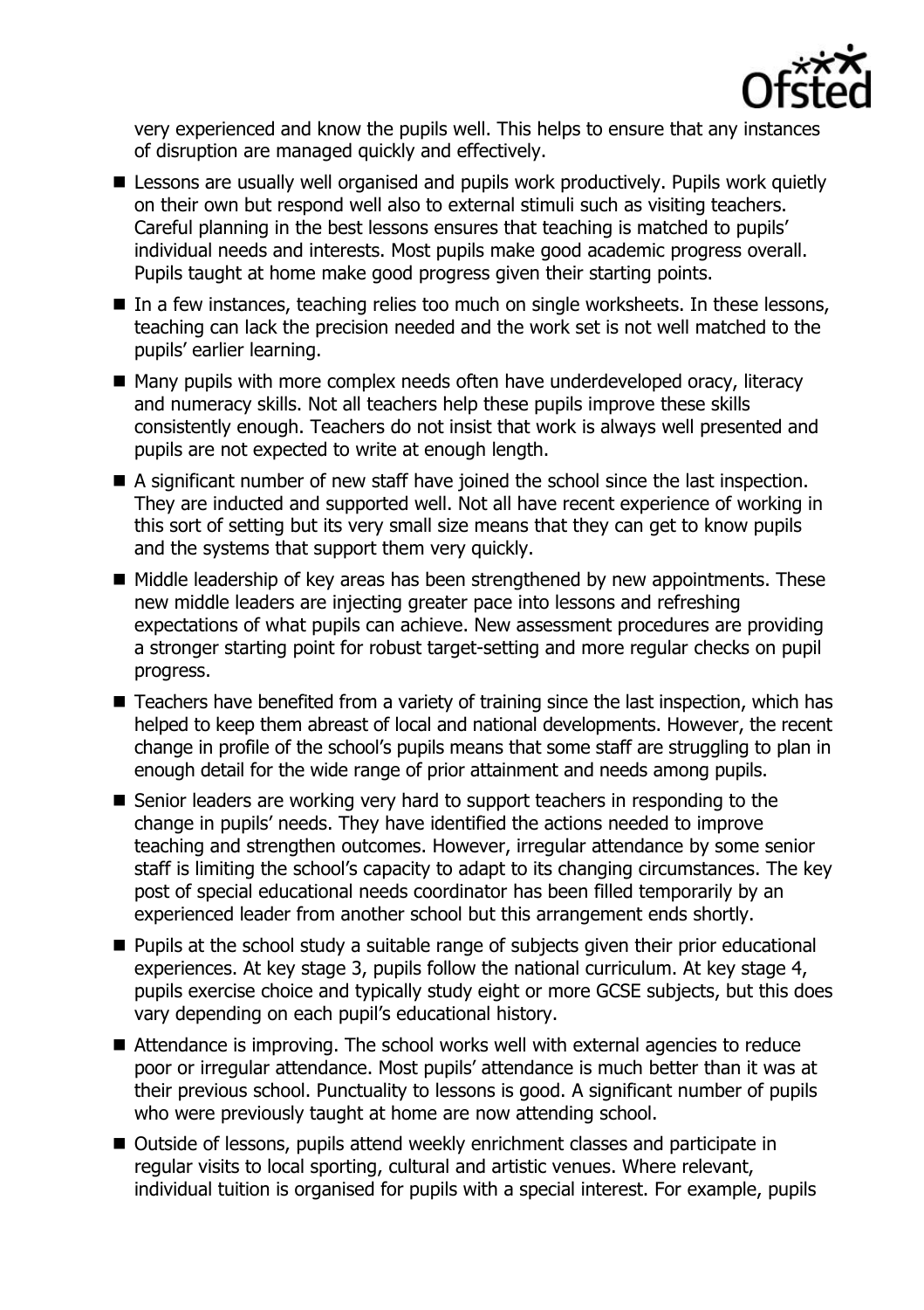very experienced and know the pupils well. This helps to ensure that any instances of disruption are managed quickly and effectively.

- Lessons are usually well organised and pupils work productively. Pupils work quietly on their own but respond well also to external stimuli such as visiting teachers. Careful planning in the best lessons ensures that teaching is matched to pupils' individual needs and interests. Most pupils make good academic progress overall. Pupils taught at home make good progress given their starting points.
- In a few instances, teaching relies too much on single worksheets. In these lessons, teaching can lack the precision needed and the work set is not well matched to the pupils' earlier learning.
- Many pupils with more complex needs often have underdeveloped oracy, literacy and numeracy skills. Not all teachers help these pupils improve these skills consistently enough. Teachers do not insist that work is always well presented and pupils are not expected to write at enough length.
- A significant number of new staff have joined the school since the last inspection. They are inducted and supported well. Not all have recent experience of working in this sort of setting but its very small size means that they can get to know pupils and the systems that support them very quickly.
- Middle leadership of key areas has been strengthened by new appointments. These new middle leaders are injecting greater pace into lessons and refreshing expectations of what pupils can achieve. New assessment procedures are providing a stronger starting point for robust target-setting and more regular checks on pupil progress.
- Teachers have benefited from a variety of training since the last inspection, which has helped to keep them abreast of local and national developments. However, the recent change in profile of the school's pupils means that some staff are struggling to plan in enough detail for the wide range of prior attainment and needs among pupils.
- Senior leaders are working very hard to support teachers in responding to the change in pupils' needs. They have identified the actions needed to improve teaching and strengthen outcomes. However, irregular attendance by some senior staff is limiting the school's capacity to adapt to its changing circumstances. The key post of special educational needs coordinator has been filled temporarily by an experienced leader from another school but this arrangement ends shortly.
- Pupils at the school study a suitable range of subjects given their prior educational experiences. At key stage 3, pupils follow the national curriculum. At key stage 4, pupils exercise choice and typically study eight or more GCSE subjects, but this does vary depending on each pupil's educational history.
- Attendance is improving. The school works well with external agencies to reduce poor or irregular attendance. Most pupils' attendance is much better than it was at their previous school. Punctuality to lessons is good. A significant number of pupils who were previously taught at home are now attending school.
- Outside of lessons, pupils attend weekly enrichment classes and participate in regular visits to local sporting, cultural and artistic venues. Where relevant, individual tuition is organised for pupils with a special interest. For example, pupils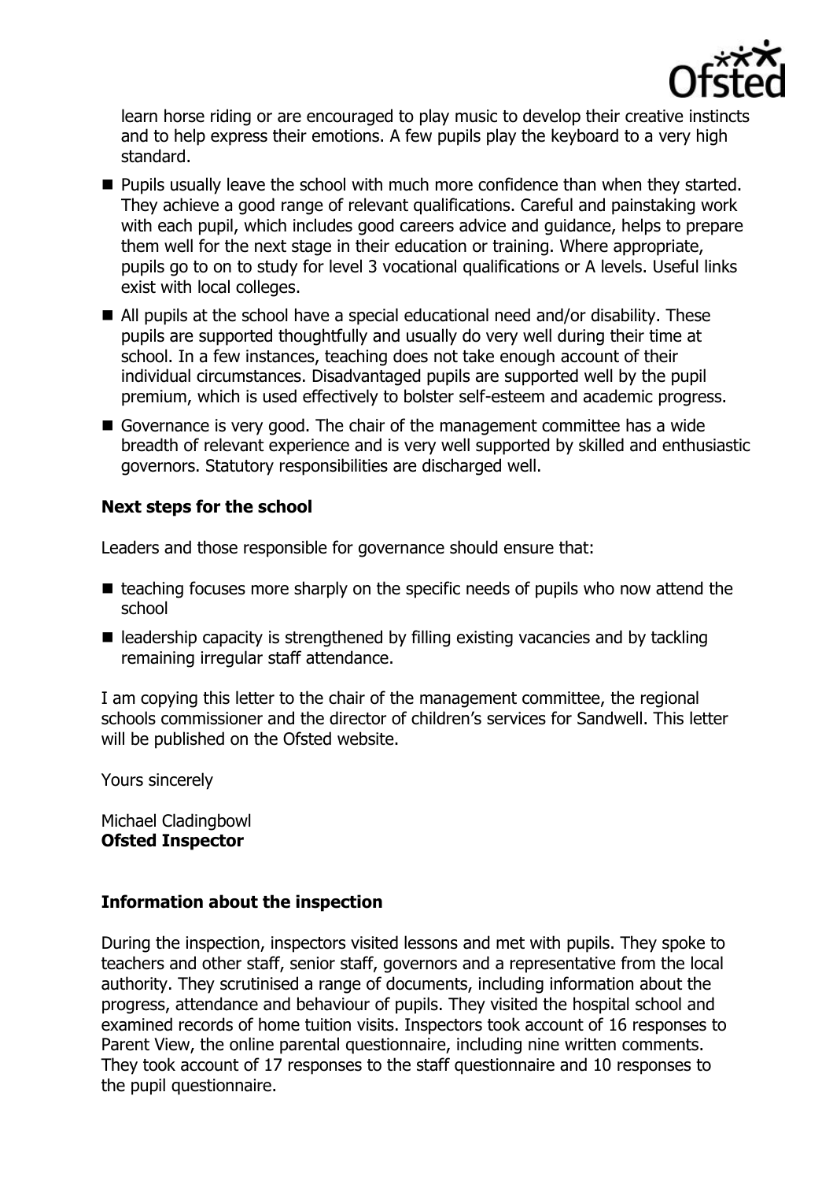learn horse riding or are encouraged to play music to develop their creative instincts and to help express their emotions. A few pupils play the keyboard to a very high standard.

- Pupils usually leave the school with much more confidence than when they started. They achieve a good range of relevant qualifications. Careful and painstaking work with each pupil, which includes good careers advice and guidance, helps to prepare them well for the next stage in their education or training. Where appropriate, pupils go to on to study for level 3 vocational qualifications or A levels. Useful links exist with local colleges.
- All pupils at the school have a special educational need and/or disability. These pupils are supported thoughtfully and usually do very well during their time at school. In a few instances, teaching does not take enough account of their individual circumstances. Disadvantaged pupils are supported well by the pupil premium, which is used effectively to bolster self-esteem and academic progress.
- Governance is very good. The chair of the management committee has a wide breadth of relevant experience and is very well supported by skilled and enthusiastic governors. Statutory responsibilities are discharged well.

### Next steps for the school

Leaders and those responsible for governance should ensure that:

- teaching focuses more sharply on the specific needs of pupils who now attend the school
- leadership capacity is strengthened by filling existing vacancies and by tackling remaining irregular staff attendance.

I am copying this letter to the chair of the management committee, the regional schools commissioner and the director of children's services for Sandwell. This letter will be published on the Ofsted website.

Yours sincerely

Michael Cladingbowl
**Ofsted Inspector**

### Information about the inspection

During the inspection, inspectors visited lessons and met with pupils. They spoke to teachers and other staff, senior staff, governors and a representative from the local authority. They scrutinised a range of documents, including information about the progress, attendance and behaviour of pupils. They visited the hospital school and examined records of home tuition visits. Inspectors took account of 16 responses to Parent View, the online parental questionnaire, including nine written comments. They took account of 17 responses to the staff questionnaire and 10 responses to the pupil questionnaire.